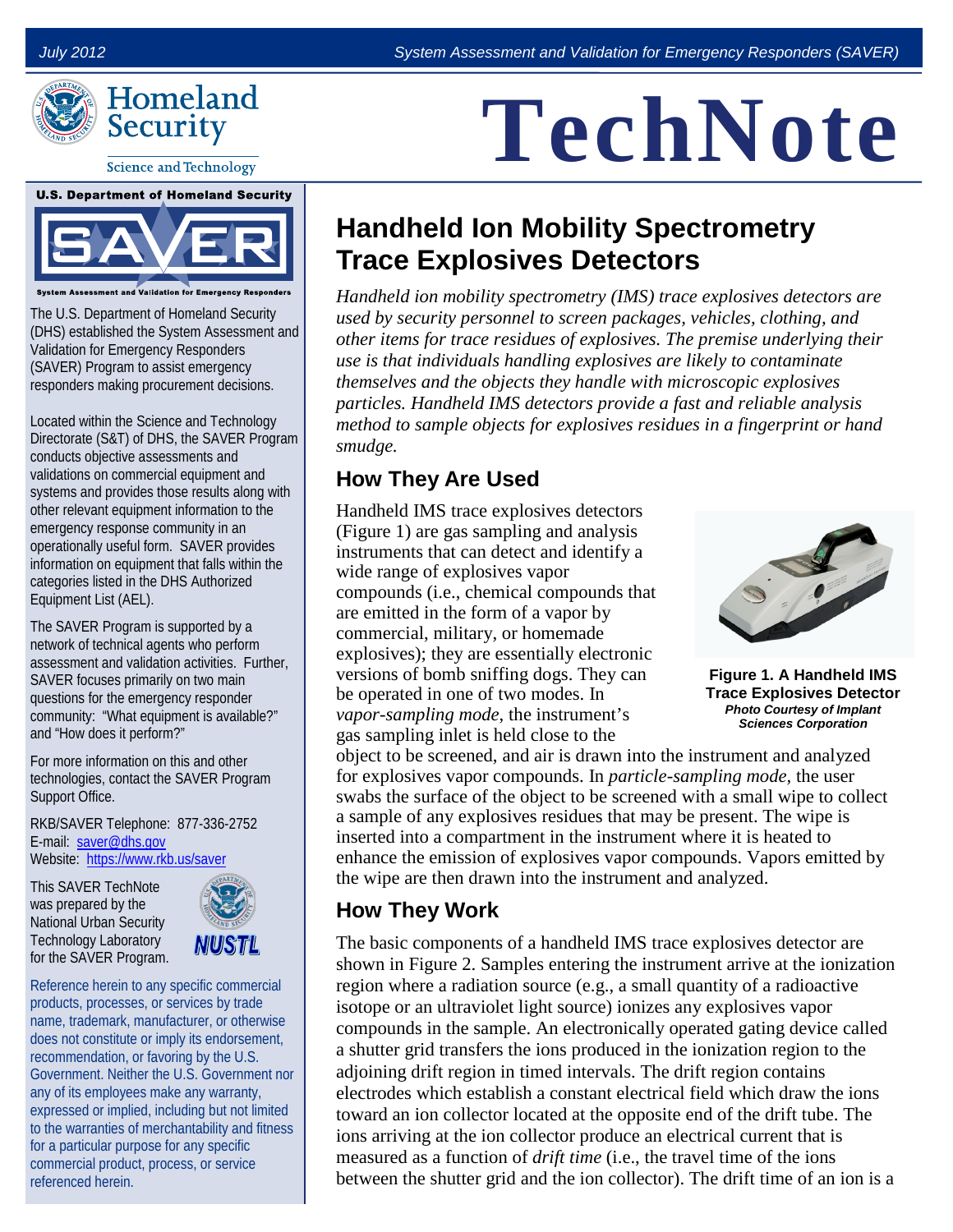# TechNote

July 2012

System Assessment and Validation for Emergency Responders (SAVER)

U.S. Department of Homeland Security

Science and Technology

The U.S. Department of Homeland Security (DHS) established the System Assessment and Validation for Emergency Responders (SAVER) Program to assist emergency responders making procurement decisions.

Located within the Science and Technology Directorate (S&T) of DHS, the SAVER Program conducts objective assessments and validations on commercial equipment and systems and provides those results along with other relevant equipment information to the emergency response community in an operationally useful form. SAVER provides information on equipment that falls within the categories listed in the DHS Authorized Equipment List (AEL).

The SAVER Program is supported by a network of technical agents who perform assessment and validation activities. Further, SAVER focuses primarily on two main questions for the emergency responder community: "What equipment is available?" and "How does it perform?"

For more information on this and other technologies, contact the SAVER Program Support Office.

RKB/SAVER Telephone: 877-336-2752
E-mail: saver@dhs.gov
Website: https://www.rkb.us/saver

This SAVER TechNote was prepared by the National Urban Security Technology Laboratory for the SAVER Program.

Reference herein to any specific commercial products, processes, or services by trade name, trademark, manufacturer, or otherwise does not constitute or imply its endorsement, recommendation, or favoring by the U.S. Government. Neither the U.S. Government nor any of its employees make any warranty, expressed or implied, including but not limited to the warranties of merchantability and fitness for a particular purpose for any specific commercial product, process, or service referenced herein.

## Handheld Ion Mobility Spectrometry Trace Explosives Detectors

*Handheld ion mobility spectrometry (IMS) trace explosives detectors are used by security personnel to screen packages, vehicles, clothing, and other items for trace residues of explosives. The premise underlying their use is that individuals handling explosives are likely to contaminate themselves and the objects they handle with microscopic explosives particles. Handheld IMS detectors provide a fast and reliable analysis method to sample objects for explosives residues in a fingerprint or hand smudge.*

### How They Are Used

Handheld IMS trace explosives detectors (Figure 1) are gas sampling and analysis instruments that can detect and identify a wide range of explosives vapor compounds (i.e., chemical compounds that are emitted in the form of a vapor by commercial, military, or homemade explosives); they are essentially electronic versions of bomb sniffing dogs. They can be operated in one of two modes. In *vapor-sampling mode*, the instrument's gas sampling inlet is held close to the object to be screened, and air is drawn into the instrument and analyzed for explosives vapor compounds. In *particle-sampling mode*, the user swabs the surface of the object to be screened with a small wipe to collect a sample of any explosives residues that may be present. The wipe is inserted into a compartment in the instrument where it is heated to enhance the emission of explosives vapor compounds. Vapors emitted by the wipe are then drawn into the instrument and analyzed.

**Figure 1. A Handheld IMS Trace Explosives Detector**
***Photo Courtesy of Implant Sciences Corporation***

### How They Work

The basic components of a handheld IMS trace explosives detector are shown in Figure 2. Samples entering the instrument arrive at the ionization region where a radiation source (e.g., a small quantity of a radioactive isotope or an ultraviolet light source) ionizes any explosives vapor compounds in the sample. An electronically operated gating device called a shutter grid transfers the ions produced in the ionization region to the adjoining drift region in timed intervals. The drift region contains electrodes which establish a constant electrical field which draw the ions toward an ion collector located at the opposite end of the drift tube. The ions arriving at the ion collector produce an electrical current that is measured as a function of *drift time* (i.e., the travel time of the ions between the shutter grid and the ion collector). The drift time of an ion is a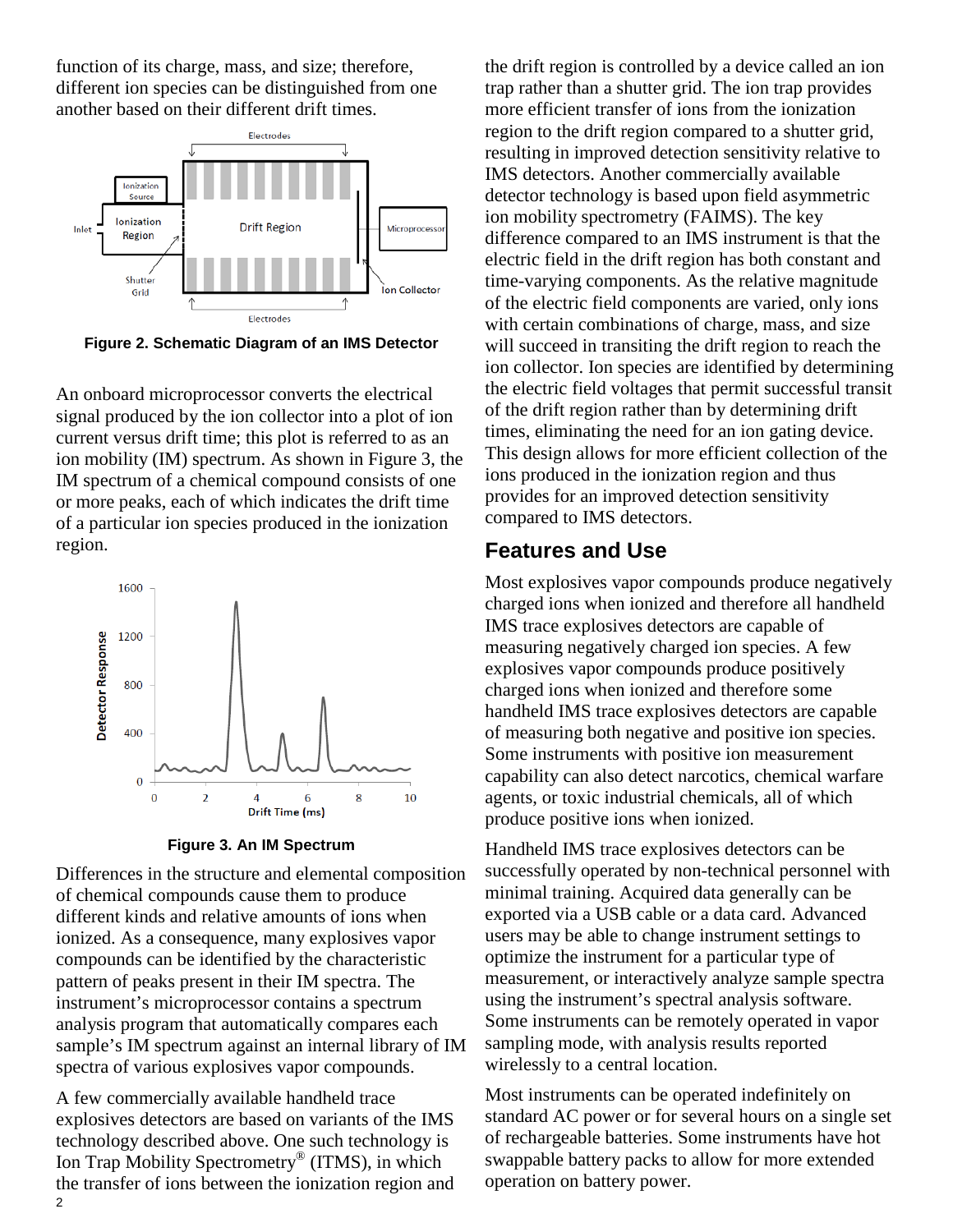function of its charge, mass, and size; therefore, different ion species can be distinguished from one another based on their different drift times.

Electrodes

Ionization Source

Inlet

Ionization Region

Drift Region

Microprocessor

Shutter Grid

Ion Collector

Electrodes

**Figure 2. Schematic Diagram of an IMS Detector**

An onboard microprocessor converts the electrical signal produced by the ion collector into a plot of ion current versus drift time; this plot is referred to as an ion mobility (IM) spectrum. As shown in Figure 3, the IM spectrum of a chemical compound consists of one or more peaks, each of which indicates the drift time of a particular ion species produced in the ionization region.

Detector Response

1600
1200
800
400
0

0 2 4 6 8 10

Drift Time (ms)

**Figure 3. An IM Spectrum**

Differences in the structure and elemental composition of chemical compounds cause them to produce different kinds and relative amounts of ions when ionized. As a consequence, many explosives vapor compounds can be identified by the characteristic pattern of peaks present in their IM spectra. The instrument's microprocessor contains a spectrum analysis program that automatically compares each sample's IM spectrum against an internal library of IM spectra of various explosives vapor compounds.

A few commercially available handheld trace explosives detectors are based on variants of the IMS technology described above. One such technology is Ion Trap Mobility Spectrometry® (ITMS), in which the transfer of ions between the ionization region and the drift region is controlled by a device called an ion trap rather than a shutter grid. The ion trap provides more efficient transfer of ions from the ionization region to the drift region compared to a shutter grid, resulting in improved detection sensitivity relative to IMS detectors. Another commercially available detector technology is based upon field asymmetric ion mobility spectrometry (FAIMS). The key difference compared to an IMS instrument is that the electric field in the drift region has both constant and time-varying components. As the relative magnitude of the electric field components are varied, only ions with certain combinations of charge, mass, and size will succeed in transiting the drift region to reach the ion collector. Ion species are identified by determining the electric field voltages that permit successful transit of the drift region rather than by determining drift times, eliminating the need for an ion gating device. This design allows for more efficient collection of the ions produced in the ionization region and thus provides for an improved detection sensitivity compared to IMS detectors.

## Features and Use

Most explosives vapor compounds produce negatively charged ions when ionized and therefore all handheld IMS trace explosives detectors are capable of measuring negatively charged ion species. A few explosives vapor compounds produce positively charged ions when ionized and therefore some handheld IMS trace explosives detectors are capable of measuring both negative and positive ion species. Some instruments with positive ion measurement capability can also detect narcotics, chemical warfare agents, or toxic industrial chemicals, all of which produce positive ions when ionized.

Handheld IMS trace explosives detectors can be successfully operated by non-technical personnel with minimal training. Acquired data generally can be exported via a USB cable or a data card. Advanced users may be able to change instrument settings to optimize the instrument for a particular type of measurement, or interactively analyze sample spectra using the instrument's spectral analysis software. Some instruments can be remotely operated in vapor sampling mode, with analysis results reported wirelessly to a central location.

Most instruments can be operated indefinitely on standard AC power or for several hours on a single set of rechargeable batteries. Some instruments have hot swappable battery packs to allow for more extended operation on battery power.